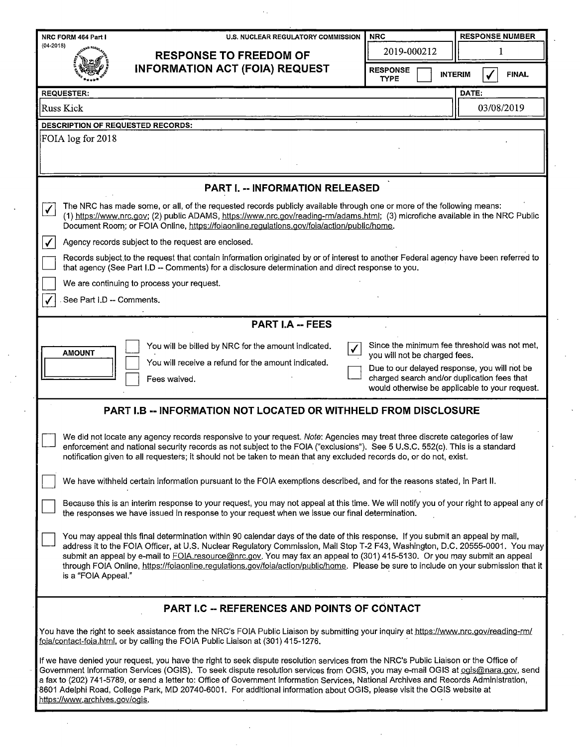NRC FORM 464 Part I (04-2018)

U.S. NUCLEAR REGULATORY COMMISSION

# RESPONSE TO FREEDOM OF INFORMATION ACT (FOIA) REQUEST

| NRC | RESPONSE NUMBER |
|---|---|
| 2019-000212 | 1 |

RESPONSE TYPE: ☐ INTERIM ☑ FINAL

| REQUESTER: | DATE: |
|---|---|
| Russ Kick | 03/08/2019 |

**DESCRIPTION OF REQUESTED RECORDS:**

FOIA log for 2018

## PART I. -- INFORMATION RELEASED

☑ The NRC has made some, or all, of the requested records publicly available through one or more of the following means: (1) https://www.nrc.gov; (2) public ADAMS, https://www.nrc.gov/reading-rm/adams.html; (3) microfiche available in the NRC Public Document Room; or FOIA Online, https://foiaonline.regulations.gov/foia/action/public/home.

☑ Agency records subject to the request are enclosed.

☐ Records subject to the request that contain information originated by or of interest to another Federal agency have been referred to that agency (See Part I.D -- Comments) for a disclosure determination and direct response to you.

☐ We are continuing to process your request.

☑ See Part I.D -- Comments.

## PART I.A -- FEES

**AMOUNT**

☐ You will be billed by NRC for the amount indicated.

☐ You will receive a refund for the amount indicated.

☐ Fees waived.

☑ Since the minimum fee threshold was not met, you will not be charged fees.

☐ Due to our delayed response, you will not be charged search and/or duplication fees that would otherwise be applicable to your request.

## PART I.B -- INFORMATION NOT LOCATED OR WITHHELD FROM DISCLOSURE

☐ We did not locate any agency records responsive to your request. *Note*: Agencies may treat three discrete categories of law enforcement and national security records as not subject to the FOIA ("exclusions"). See 5 U.S.C. 552(c). This is a standard notification given to all requesters; it should not be taken to mean that any excluded records do, or do not, exist.

☐ We have withheld certain information pursuant to the FOIA exemptions described, and for the reasons stated, in Part II.

☐ Because this is an interim response to your request, you may not appeal at this time. We will notify you of your right to appeal any of the responses we have issued in response to your request when we issue our final determination.

☐ You may appeal this final determination within 90 calendar days of the date of this response. If you submit an appeal by mail, address it to the FOIA Officer, at U.S. Nuclear Regulatory Commission, Mail Stop T-2 F43, Washington, D.C. 20555-0001. You may submit an appeal by e-mail to FOIA.resource@nrc.gov. You may fax an appeal to (301) 415-5130. Or you may submit an appeal through FOIA Online, https://foiaonline.regulations.gov/foia/action/public/home. Please be sure to include on your submission that it is a "FOIA Appeal."

## PART I.C -- REFERENCES AND POINTS OF CONTACT

You have the right to seek assistance from the NRC's FOIA Public Liaison by submitting your inquiry at https://www.nrc.gov/reading-rm/foia/contact-foia.html, or by calling the FOIA Public Liaison at (301) 415-1276.

If we have denied your request, you have the right to seek dispute resolution services from the NRC's Public Liaison or the Office of Government Information Services (OGIS). To seek dispute resolution services from OGIS, you may e-mail OGIS at ogis@nara.gov, send a fax to (202) 741-5789, or send a letter to: Office of Government Information Services, National Archives and Records Administration, 8601 Adelphi Road, College Park, MD 20740-6001. For additional information about OGIS, please visit the OGIS website at https://www.archives.gov/ogis.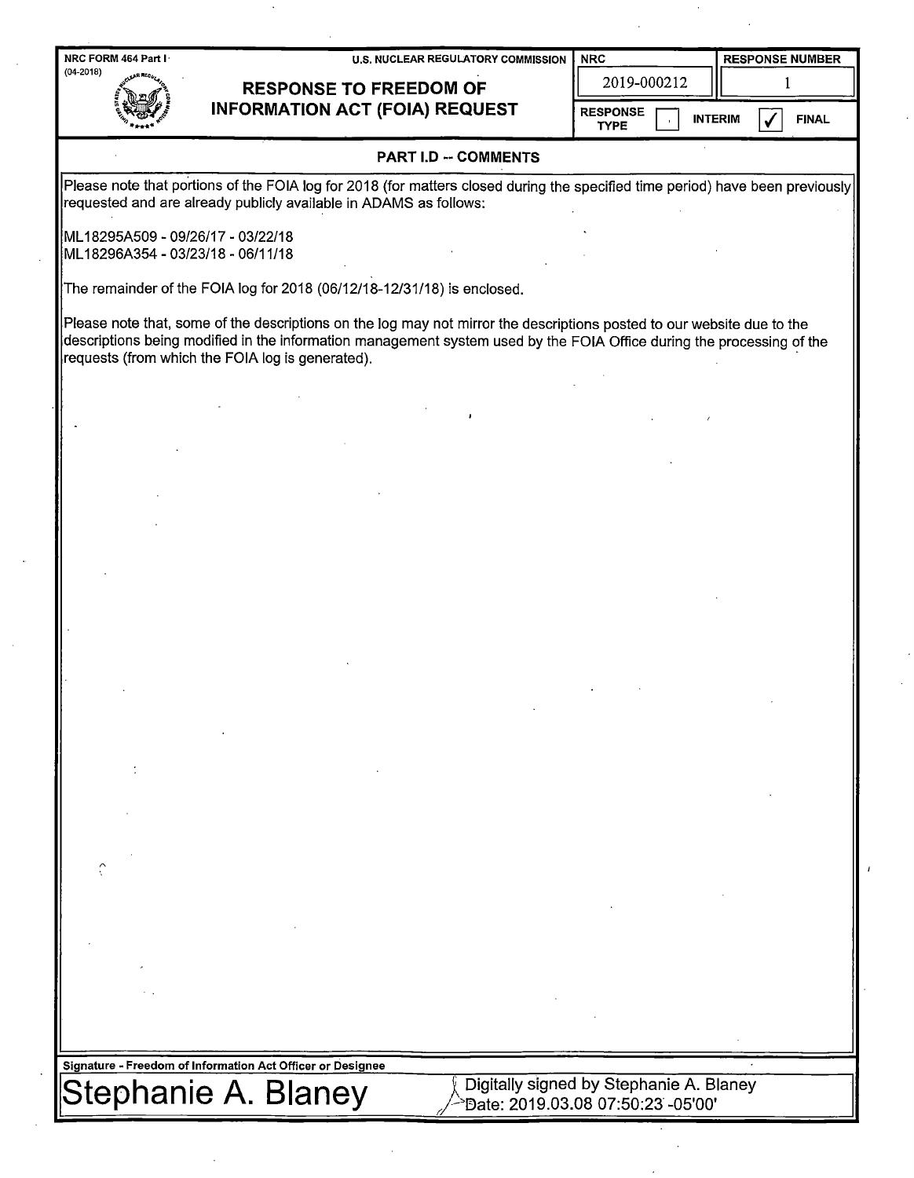NRC FORM 464 Part I
(04-2018)

U.S. NUCLEAR REGULATORY COMMISSION

# RESPONSE TO FREEDOM OF INFORMATION ACT (FOIA) REQUEST

| NRC | RESPONSE NUMBER |
|---|---|
| 2019-000212 | 1 |

RESPONSE TYPE: ☐ INTERIM ☑ FINAL

## PART I.D -- COMMENTS

Please note that portions of the FOIA log for 2018 (for matters closed during the specified time period) have been previously requested and are already publicly available in ADAMS as follows:

ML18295A509 - 09/26/17 - 03/22/18
ML18296A354 - 03/23/18 - 06/11/18

The remainder of the FOIA log for 2018 (06/12/18-12/31/18) is enclosed.

Please note that, some of the descriptions on the log may not mirror the descriptions posted to our website due to the descriptions being modified in the information management system used by the FOIA Office during the processing of the requests (from which the FOIA log is generated).

**Signature - Freedom of Information Act Officer or Designee**

Stephanie A. Blaney

Digitally signed by Stephanie A. Blaney
Date: 2019.03.08 07:50:23 -05'00'